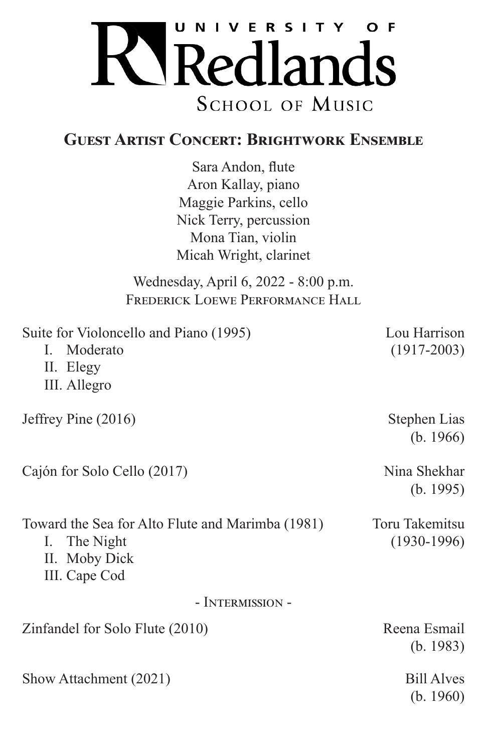UNIVERSITY OF

# Redlands

SCHOOL OF MUSIC

## Guest Artist Concert: Brightwork Ensemble

Sara Andon, flute
Aron Kallay, piano
Maggie Parkins, cello
Nick Terry, percussion
Mona Tian, violin
Micah Wright, clarinet

Wednesday, April 6, 2022 - 8:00 p.m.
Frederick Loewe Performance Hall

Suite for Violoncello and Piano (1995) — Lou Harrison (1917-2003)

- I. Moderato
- II. Elegy
- III. Allegro

Jeffrey Pine (2016) — Stephen Lias (b. 1966)

Cajón for Solo Cello (2017) — Nina Shekhar (b. 1995)

Toward the Sea for Alto Flute and Marimba (1981) — Toru Takemitsu (1930-1996)

- I. The Night
- II. Moby Dick
- III. Cape Cod

\- Intermission -

Zinfandel for Solo Flute (2010) — Reena Esmail (b. 1983)

Show Attachment (2021) — Bill Alves (b. 1960)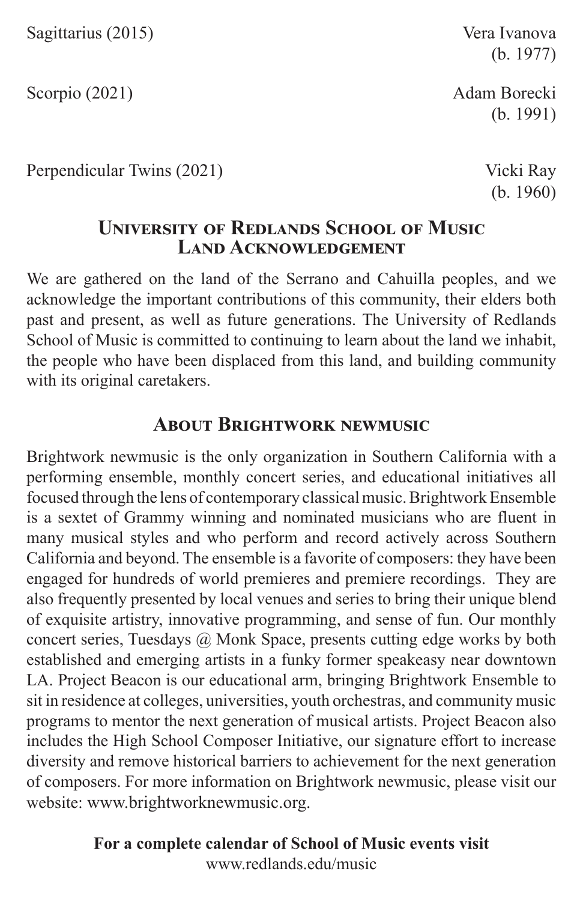Sagittarius (2015) Vera Ivanova (b. 1977)

Scorpio (2021) Adam Borecki (b. 1991)

Perpendicular Twins (2021) Vicki Ray (b. 1960)

## University of Redlands School of Music Land Acknowledgement

We are gathered on the land of the Serrano and Cahuilla peoples, and we acknowledge the important contributions of this community, their elders both past and present, as well as future generations. The University of Redlands School of Music is committed to continuing to learn about the land we inhabit, the people who have been displaced from this land, and building community with its original caretakers.

## About Brightwork newmusic

Brightwork newmusic is the only organization in Southern California with a performing ensemble, monthly concert series, and educational initiatives all focused through the lens of contemporary classical music. Brightwork Ensemble is a sextet of Grammy winning and nominated musicians who are fluent in many musical styles and who perform and record actively across Southern California and beyond. The ensemble is a favorite of composers: they have been engaged for hundreds of world premieres and premiere recordings. They are also frequently presented by local venues and series to bring their unique blend of exquisite artistry, innovative programming, and sense of fun. Our monthly concert series, Tuesdays @ Monk Space, presents cutting edge works by both established and emerging artists in a funky former speakeasy near downtown LA. Project Beacon is our educational arm, bringing Brightwork Ensemble to sit in residence at colleges, universities, youth orchestras, and community music programs to mentor the next generation of musical artists. Project Beacon also includes the High School Composer Initiative, our signature effort to increase diversity and remove historical barriers to achievement for the next generation of composers. For more information on Brightwork newmusic, please visit our website: www.brightworknewmusic.org.

**For a complete calendar of School of Music events visit**
www.redlands.edu/music